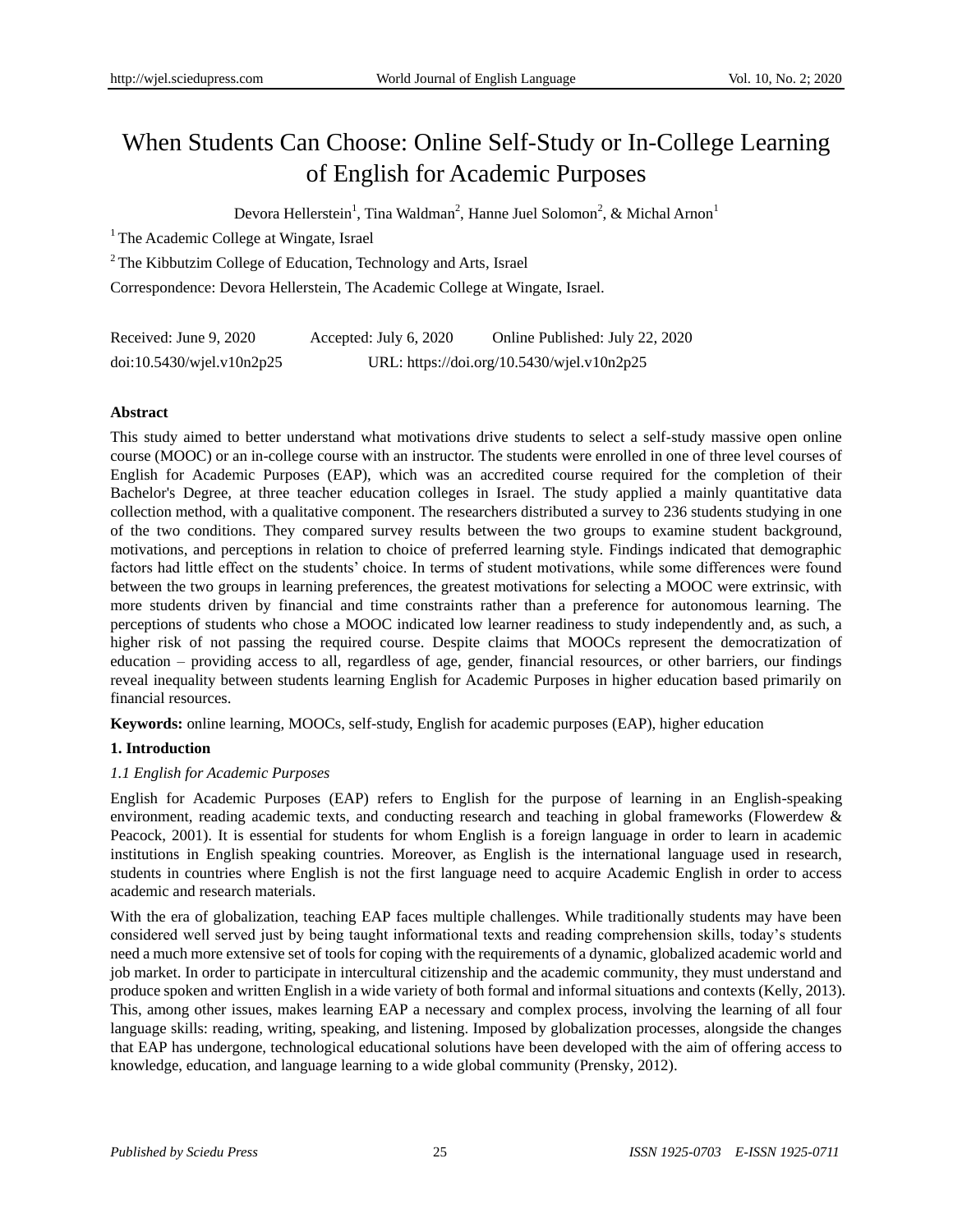# When Students Can Choose: Online Self-Study or In-College Learning of English for Academic Purposes

Devora Hellerstein[1], Tina Waldman[2], Hanne Juel Solomon[2], & Michal Arnon[1]

[1] The Academic College at Wingate, Israel

[2] The Kibbutzim College of Education, Technology and Arts, Israel

Correspondence: Devora Hellerstein, The Academic College at Wingate, Israel.

Received: June 9, 2020 Accepted: July 6, 2020 Online Published: July 22, 2020

doi:10.5430/wjel.v10n2p25 URL: https://doi.org/10.5430/wjel.v10n2p25

**Abstract**

This study aimed to better understand what motivations drive students to select a self-study massive open online course (MOOC) or an in-college course with an instructor. The students were enrolled in one of three level courses of English for Academic Purposes (EAP), which was an accredited course required for the completion of their Bachelor's Degree, at three teacher education colleges in Israel. The study applied a mainly quantitative data collection method, with a qualitative component. The researchers distributed a survey to 236 students studying in one of the two conditions. They compared survey results between the two groups to examine student background, motivations, and perceptions in relation to choice of preferred learning style. Findings indicated that demographic factors had little effect on the students' choice. In terms of student motivations, while some differences were found between the two groups in learning preferences, the greatest motivations for selecting a MOOC were extrinsic, with more students driven by financial and time constraints rather than a preference for autonomous learning. The perceptions of students who chose a MOOC indicated low learner readiness to study independently and, as such, a higher risk of not passing the required course. Despite claims that MOOCs represent the democratization of education – providing access to all, regardless of age, gender, financial resources, or other barriers, our findings reveal inequality between students learning English for Academic Purposes in higher education based primarily on financial resources.

**Keywords:** online learning, MOOCs, self-study, English for academic purposes (EAP), higher education

## 1. Introduction

### *1.1 English for Academic Purposes*

English for Academic Purposes (EAP) refers to English for the purpose of learning in an English-speaking environment, reading academic texts, and conducting research and teaching in global frameworks (Flowerdew & Peacock, 2001). It is essential for students for whom English is a foreign language in order to learn in academic institutions in English speaking countries. Moreover, as English is the international language used in research, students in countries where English is not the first language need to acquire Academic English in order to access academic and research materials.

With the era of globalization, teaching EAP faces multiple challenges. While traditionally students may have been considered well served just by being taught informational texts and reading comprehension skills, today's students need a much more extensive set of tools for coping with the requirements of a dynamic, globalized academic world and job market. In order to participate in intercultural citizenship and the academic community, they must understand and produce spoken and written English in a wide variety of both formal and informal situations and contexts (Kelly, 2013). This, among other issues, makes learning EAP a necessary and complex process, involving the learning of all four language skills: reading, writing, speaking, and listening. Imposed by globalization processes, alongside the changes that EAP has undergone, technological educational solutions have been developed with the aim of offering access to knowledge, education, and language learning to a wide global community (Prensky, 2012).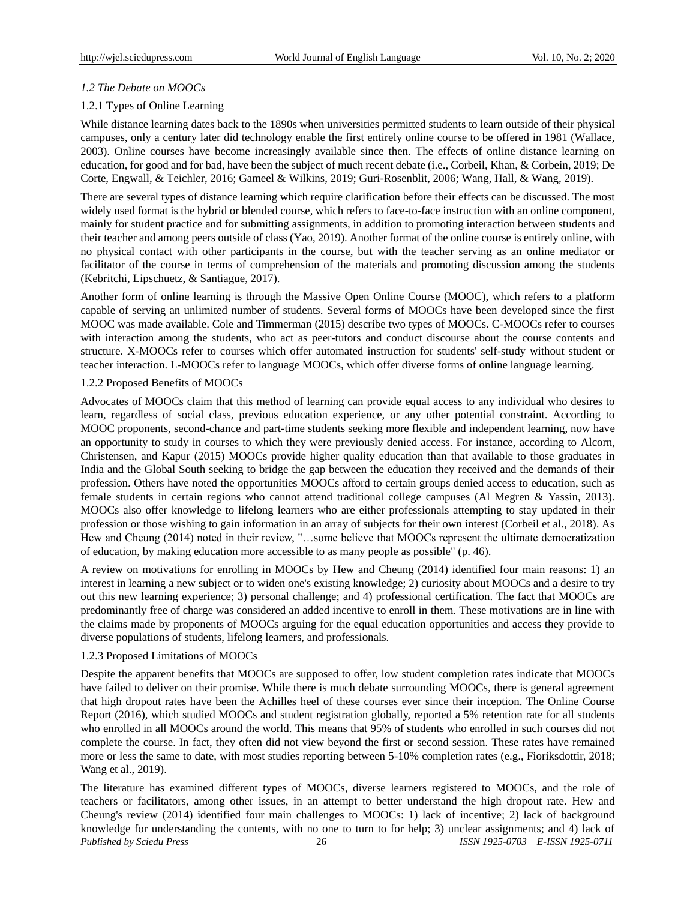### *1.2 The Debate on MOOCs*

#### 1.2.1 Types of Online Learning

While distance learning dates back to the 1890s when universities permitted students to learn outside of their physical campuses, only a century later did technology enable the first entirely online course to be offered in 1981 (Wallace, 2003). Online courses have become increasingly available since then. The effects of online distance learning on education, for good and for bad, have been the subject of much recent debate (i.e., Corbeil, Khan, & Corbein, 2019; De Corte, Engwall, & Teichler, 2016; Gameel & Wilkins, 2019; Guri-Rosenblit, 2006; Wang, Hall, & Wang, 2019).

There are several types of distance learning which require clarification before their effects can be discussed. The most widely used format is the hybrid or blended course, which refers to face-to-face instruction with an online component, mainly for student practice and for submitting assignments, in addition to promoting interaction between students and their teacher and among peers outside of class (Yao, 2019). Another format of the online course is entirely online, with no physical contact with other participants in the course, but with the teacher serving as an online mediator or facilitator of the course in terms of comprehension of the materials and promoting discussion among the students (Kebritchi, Lipschuetz, & Santiague, 2017).

Another form of online learning is through the Massive Open Online Course (MOOC), which refers to a platform capable of serving an unlimited number of students. Several forms of MOOCs have been developed since the first MOOC was made available. Cole and Timmerman (2015) describe two types of MOOCs. C-MOOCs refer to courses with interaction among the students, who act as peer-tutors and conduct discourse about the course contents and structure. X-MOOCs refer to courses which offer automated instruction for students' self-study without student or teacher interaction. L-MOOCs refer to language MOOCs, which offer diverse forms of online language learning.

#### 1.2.2 Proposed Benefits of MOOCs

Advocates of MOOCs claim that this method of learning can provide equal access to any individual who desires to learn, regardless of social class, previous education experience, or any other potential constraint. According to MOOC proponents, second-chance and part-time students seeking more flexible and independent learning, now have an opportunity to study in courses to which they were previously denied access. For instance, according to Alcorn, Christensen, and Kapur (2015) MOOCs provide higher quality education than that available to those graduates in India and the Global South seeking to bridge the gap between the education they received and the demands of their profession. Others have noted the opportunities MOOCs afford to certain groups denied access to education, such as female students in certain regions who cannot attend traditional college campuses (Al Megren & Yassin, 2013). MOOCs also offer knowledge to lifelong learners who are either professionals attempting to stay updated in their profession or those wishing to gain information in an array of subjects for their own interest (Corbeil et al., 2018). As Hew and Cheung (2014) noted in their review, "…some believe that MOOCs represent the ultimate democratization of education, by making education more accessible to as many people as possible" (p. 46).

A review on motivations for enrolling in MOOCs by Hew and Cheung (2014) identified four main reasons: 1) an interest in learning a new subject or to widen one's existing knowledge; 2) curiosity about MOOCs and a desire to try out this new learning experience; 3) personal challenge; and 4) professional certification. The fact that MOOCs are predominantly free of charge was considered an added incentive to enroll in them. These motivations are in line with the claims made by proponents of MOOCs arguing for the equal education opportunities and access they provide to diverse populations of students, lifelong learners, and professionals.

#### 1.2.3 Proposed Limitations of MOOCs

Despite the apparent benefits that MOOCs are supposed to offer, low student completion rates indicate that MOOCs have failed to deliver on their promise. While there is much debate surrounding MOOCs, there is general agreement that high dropout rates have been the Achilles heel of these courses ever since their inception. The Online Course Report (2016), which studied MOOCs and student registration globally, reported a 5% retention rate for all students who enrolled in all MOOCs around the world. This means that 95% of students who enrolled in such courses did not complete the course. In fact, they often did not view beyond the first or second session. These rates have remained more or less the same to date, with most studies reporting between 5-10% completion rates (e.g., Fioriksdottir, 2018; Wang et al., 2019).

The literature has examined different types of MOOCs, diverse learners registered to MOOCs, and the role of teachers or facilitators, among other issues, in an attempt to better understand the high dropout rate. Hew and Cheung's review (2014) identified four main challenges to MOOCs: 1) lack of incentive; 2) lack of background knowledge for understanding the contents, with no one to turn to for help; 3) unclear assignments; and 4) lack of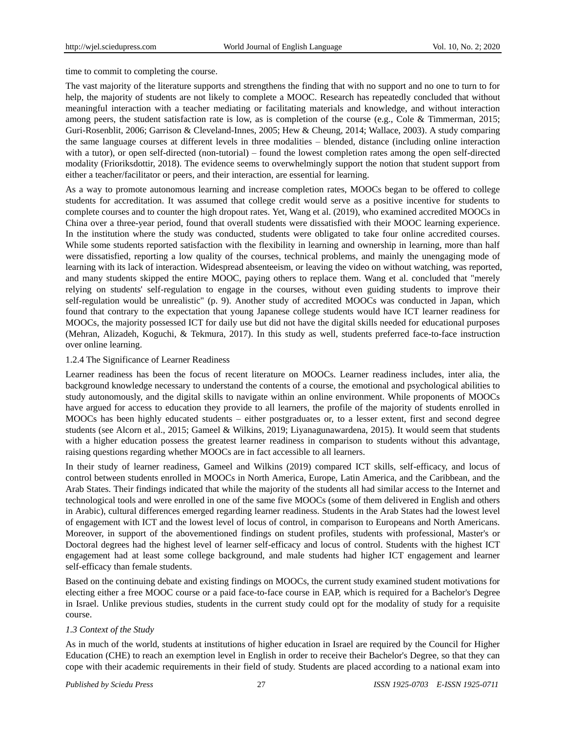time to commit to completing the course.

The vast majority of the literature supports and strengthens the finding that with no support and no one to turn to for help, the majority of students are not likely to complete a MOOC. Research has repeatedly concluded that without meaningful interaction with a teacher mediating or facilitating materials and knowledge, and without interaction among peers, the student satisfaction rate is low, as is completion of the course (e.g., Cole & Timmerman, 2015; Guri-Rosenblit, 2006; Garrison & Cleveland-Innes, 2005; Hew & Cheung, 2014; Wallace, 2003). A study comparing the same language courses at different levels in three modalities – blended, distance (including online interaction with a tutor), or open self-directed (non-tutorial) – found the lowest completion rates among the open self-directed modality (Frioriksdottir, 2018). The evidence seems to overwhelmingly support the notion that student support from either a teacher/facilitator or peers, and their interaction, are essential for learning.

As a way to promote autonomous learning and increase completion rates, MOOCs began to be offered to college students for accreditation. It was assumed that college credit would serve as a positive incentive for students to complete courses and to counter the high dropout rates. Yet, Wang et al. (2019), who examined accredited MOOCs in China over a three-year period, found that overall students were dissatisfied with their MOOC learning experience. In the institution where the study was conducted, students were obligated to take four online accredited courses. While some students reported satisfaction with the flexibility in learning and ownership in learning, more than half were dissatisfied, reporting a low quality of the courses, technical problems, and mainly the unengaging mode of learning with its lack of interaction. Widespread absenteeism, or leaving the video on without watching, was reported, and many students skipped the entire MOOC, paying others to replace them. Wang et al. concluded that "merely relying on students' self-regulation to engage in the courses, without even guiding students to improve their self-regulation would be unrealistic" (p. 9). Another study of accredited MOOCs was conducted in Japan, which found that contrary to the expectation that young Japanese college students would have ICT learner readiness for MOOCs, the majority possessed ICT for daily use but did not have the digital skills needed for educational purposes (Mehran, Alizadeh, Koguchi, & Tekmura, 2017). In this study as well, students preferred face-to-face instruction over online learning.

#### 1.2.4 The Significance of Learner Readiness

Learner readiness has been the focus of recent literature on MOOCs. Learner readiness includes, inter alia, the background knowledge necessary to understand the contents of a course, the emotional and psychological abilities to study autonomously, and the digital skills to navigate within an online environment. While proponents of MOOCs have argued for access to education they provide to all learners, the profile of the majority of students enrolled in MOOCs has been highly educated students – either postgraduates or, to a lesser extent, first and second degree students (see Alcorn et al., 2015; Gameel & Wilkins, 2019; Liyanagunawardena, 2015). It would seem that students with a higher education possess the greatest learner readiness in comparison to students without this advantage, raising questions regarding whether MOOCs are in fact accessible to all learners.

In their study of learner readiness, Gameel and Wilkins (2019) compared ICT skills, self-efficacy, and locus of control between students enrolled in MOOCs in North America, Europe, Latin America, and the Caribbean, and the Arab States. Their findings indicated that while the majority of the students all had similar access to the Internet and technological tools and were enrolled in one of the same five MOOCs (some of them delivered in English and others in Arabic), cultural differences emerged regarding learner readiness. Students in the Arab States had the lowest level of engagement with ICT and the lowest level of locus of control, in comparison to Europeans and North Americans. Moreover, in support of the abovementioned findings on student profiles, students with professional, Master's or Doctoral degrees had the highest level of learner self-efficacy and locus of control. Students with the highest ICT engagement had at least some college background, and male students had higher ICT engagement and learner self-efficacy than female students.

Based on the continuing debate and existing findings on MOOCs, the current study examined student motivations for electing either a free MOOC course or a paid face-to-face course in EAP, which is required for a Bachelor's Degree in Israel. Unlike previous studies, students in the current study could opt for the modality of study for a requisite course.

### *1.3 Context of the Study*

As in much of the world, students at institutions of higher education in Israel are required by the Council for Higher Education (CHE) to reach an exemption level in English in order to receive their Bachelor's Degree, so that they can cope with their academic requirements in their field of study. Students are placed according to a national exam into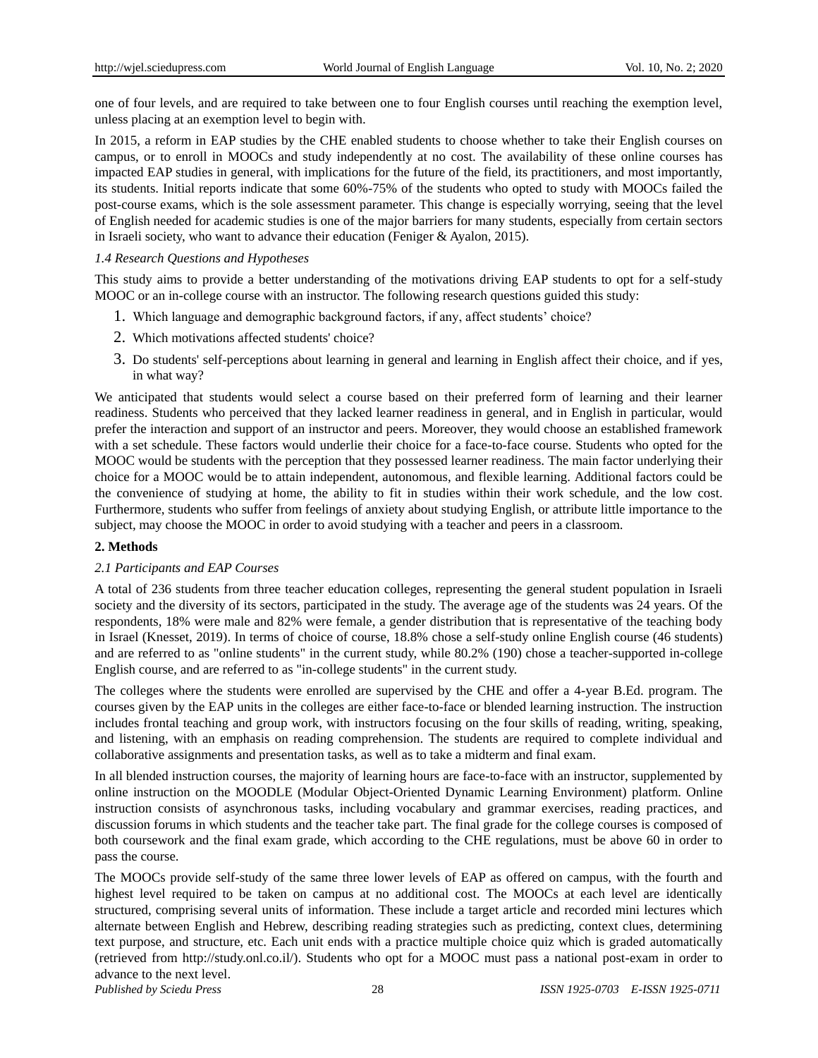one of four levels, and are required to take between one to four English courses until reaching the exemption level, unless placing at an exemption level to begin with.

In 2015, a reform in EAP studies by the CHE enabled students to choose whether to take their English courses on campus, or to enroll in MOOCs and study independently at no cost. The availability of these online courses has impacted EAP studies in general, with implications for the future of the field, its practitioners, and most importantly, its students. Initial reports indicate that some 60%-75% of the students who opted to study with MOOCs failed the post-course exams, which is the sole assessment parameter. This change is especially worrying, seeing that the level of English needed for academic studies is one of the major barriers for many students, especially from certain sectors in Israeli society, who want to advance their education (Feniger & Ayalon, 2015).

### *1.4 Research Questions and Hypotheses*

This study aims to provide a better understanding of the motivations driving EAP students to opt for a self-study MOOC or an in-college course with an instructor. The following research questions guided this study:

1. Which language and demographic background factors, if any, affect students' choice?
2. Which motivations affected students' choice?
3. Do students' self-perceptions about learning in general and learning in English affect their choice, and if yes, in what way?

We anticipated that students would select a course based on their preferred form of learning and their learner readiness. Students who perceived that they lacked learner readiness in general, and in English in particular, would prefer the interaction and support of an instructor and peers. Moreover, they would choose an established framework with a set schedule. These factors would underlie their choice for a face-to-face course. Students who opted for the MOOC would be students with the perception that they possessed learner readiness. The main factor underlying their choice for a MOOC would be to attain independent, autonomous, and flexible learning. Additional factors could be the convenience of studying at home, the ability to fit in studies within their work schedule, and the low cost. Furthermore, students who suffer from feelings of anxiety about studying English, or attribute little importance to the subject, may choose the MOOC in order to avoid studying with a teacher and peers in a classroom.

## 2. Methods

### *2.1 Participants and EAP Courses*

A total of 236 students from three teacher education colleges, representing the general student population in Israeli society and the diversity of its sectors, participated in the study. The average age of the students was 24 years. Of the respondents, 18% were male and 82% were female, a gender distribution that is representative of the teaching body in Israel (Knesset, 2019). In terms of choice of course, 18.8% chose a self-study online English course (46 students) and are referred to as "online students" in the current study, while 80.2% (190) chose a teacher-supported in-college English course, and are referred to as "in-college students" in the current study.

The colleges where the students were enrolled are supervised by the CHE and offer a 4-year B.Ed. program. The courses given by the EAP units in the colleges are either face-to-face or blended learning instruction. The instruction includes frontal teaching and group work, with instructors focusing on the four skills of reading, writing, speaking, and listening, with an emphasis on reading comprehension. The students are required to complete individual and collaborative assignments and presentation tasks, as well as to take a midterm and final exam.

In all blended instruction courses, the majority of learning hours are face-to-face with an instructor, supplemented by online instruction on the MOODLE (Modular Object-Oriented Dynamic Learning Environment) platform. Online instruction consists of asynchronous tasks, including vocabulary and grammar exercises, reading practices, and discussion forums in which students and the teacher take part. The final grade for the college courses is composed of both coursework and the final exam grade, which according to the CHE regulations, must be above 60 in order to pass the course.

The MOOCs provide self-study of the same three lower levels of EAP as offered on campus, with the fourth and highest level required to be taken on campus at no additional cost. The MOOCs at each level are identically structured, comprising several units of information. These include a target article and recorded mini lectures which alternate between English and Hebrew, describing reading strategies such as predicting, context clues, determining text purpose, and structure, etc. Each unit ends with a practice multiple choice quiz which is graded automatically (retrieved from http://study.onl.co.il/). Students who opt for a MOOC must pass a national post-exam in order to advance to the next level.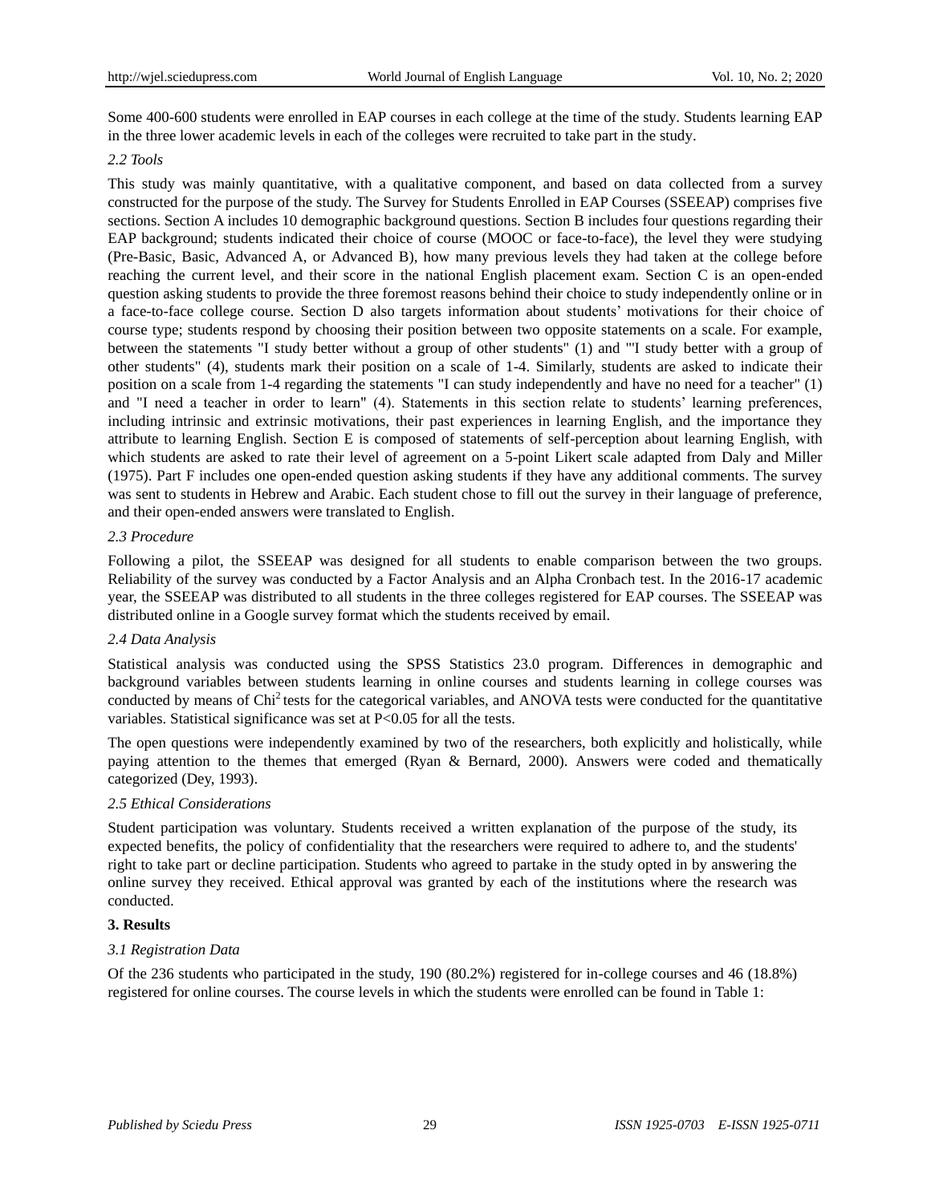Some 400-600 students were enrolled in EAP courses in each college at the time of the study. Students learning EAP in the three lower academic levels in each of the colleges were recruited to take part in the study.

### *2.2 Tools*

This study was mainly quantitative, with a qualitative component, and based on data collected from a survey constructed for the purpose of the study. The Survey for Students Enrolled in EAP Courses (SSEEAP) comprises five sections. Section A includes 10 demographic background questions. Section B includes four questions regarding their EAP background; students indicated their choice of course (MOOC or face-to-face), the level they were studying (Pre-Basic, Basic, Advanced A, or Advanced B), how many previous levels they had taken at the college before reaching the current level, and their score in the national English placement exam. Section C is an open-ended question asking students to provide the three foremost reasons behind their choice to study independently online or in a face-to-face college course. Section D also targets information about students' motivations for their choice of course type; students respond by choosing their position between two opposite statements on a scale. For example, between the statements "I study better without a group of other students" (1) and "'I study better with a group of other students" (4), students mark their position on a scale of 1-4. Similarly, students are asked to indicate their position on a scale from 1-4 regarding the statements "I can study independently and have no need for a teacher" (1) and "I need a teacher in order to learn" (4). Statements in this section relate to students' learning preferences, including intrinsic and extrinsic motivations, their past experiences in learning English, and the importance they attribute to learning English. Section E is composed of statements of self-perception about learning English, with which students are asked to rate their level of agreement on a 5-point Likert scale adapted from Daly and Miller (1975). Part F includes one open-ended question asking students if they have any additional comments. The survey was sent to students in Hebrew and Arabic. Each student chose to fill out the survey in their language of preference, and their open-ended answers were translated to English.

### *2.3 Procedure*

Following a pilot, the SSEEAP was designed for all students to enable comparison between the two groups. Reliability of the survey was conducted by a Factor Analysis and an Alpha Cronbach test. In the 2016-17 academic year, the SSEEAP was distributed to all students in the three colleges registered for EAP courses. The SSEEAP was distributed online in a Google survey format which the students received by email.

### *2.4 Data Analysis*

Statistical analysis was conducted using the SPSS Statistics 23.0 program. Differences in demographic and background variables between students learning in online courses and students learning in college courses was conducted by means of $Chi^2$ tests for the categorical variables, and ANOVA tests were conducted for the quantitative variables. Statistical significance was set at $P<0.05$ for all the tests.

The open questions were independently examined by two of the researchers, both explicitly and holistically, while paying attention to the themes that emerged (Ryan & Bernard, 2000). Answers were coded and thematically categorized (Dey, 1993).

### *2.5 Ethical Considerations*

Student participation was voluntary. Students received a written explanation of the purpose of the study, its expected benefits, the policy of confidentiality that the researchers were required to adhere to, and the students' right to take part or decline participation. Students who agreed to partake in the study opted in by answering the online survey they received. Ethical approval was granted by each of the institutions where the research was conducted.

## **3. Results**

### *3.1 Registration Data*

Of the 236 students who participated in the study, 190 (80.2%) registered for in-college courses and 46 (18.8%) registered for online courses. The course levels in which the students were enrolled can be found in Table 1: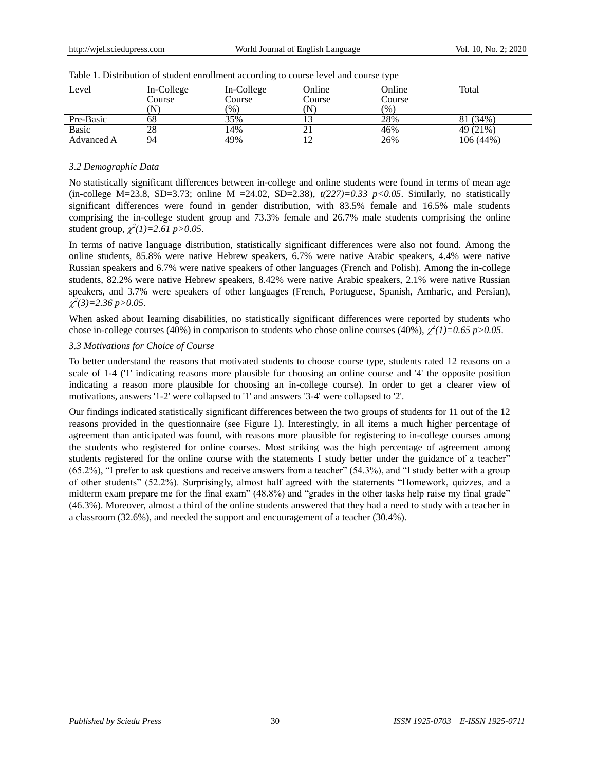Table 1. Distribution of student enrollment according to course level and course type

| Level | In-College Course (N) | In-College Course (%) | Online Course (N) | Online Course (%) | Total |
|---|---|---|---|---|---|
| Pre-Basic | 68 | 35% | 13 | 28% | 81 (34%) |
| Basic | 28 | 14% | 21 | 46% | 49 (21%) |
| Advanced A | 94 | 49% | 12 | 26% | 106 (44%) |

### *3.2 Demographic Data*

No statistically significant differences between in-college and online students were found in terms of mean age (in-college M=23.8, SD=3.73; online M =24.02, SD=2.38), $t(227)=0.33$ $p<0.05$. Similarly, no statistically significant differences were found in gender distribution, with 83.5% female and 16.5% male students comprising the in-college student group and 73.3% female and 26.7% male students comprising the online student group, $\chi^2(1)=2.61$ $p>0.05$.

In terms of native language distribution, statistically significant differences were also not found. Among the online students, 85.8% were native Hebrew speakers, 6.7% were native Arabic speakers, 4.4% were native Russian speakers and 6.7% were native speakers of other languages (French and Polish). Among the in-college students, 82.2% were native Hebrew speakers, 8.42% were native Arabic speakers, 2.1% were native Russian speakers, and 3.7% were speakers of other languages (French, Portuguese, Spanish, Amharic, and Persian), $\chi^2(3)=2.36$ $p>0.05$.

When asked about learning disabilities, no statistically significant differences were reported by students who chose in-college courses (40%) in comparison to students who chose online courses (40%), $\chi^2(1)=0.65$ $p>0.05$.

### *3.3 Motivations for Choice of Course*

To better understand the reasons that motivated students to choose course type, students rated 12 reasons on a scale of 1-4 ('1' indicating reasons more plausible for choosing an online course and '4' the opposite position indicating a reason more plausible for choosing an in-college course). In order to get a clearer view of motivations, answers '1-2' were collapsed to '1' and answers '3-4' were collapsed to '2'.

Our findings indicated statistically significant differences between the two groups of students for 11 out of the 12 reasons provided in the questionnaire (see Figure 1). Interestingly, in all items a much higher percentage of agreement than anticipated was found, with reasons more plausible for registering to in-college courses among the students who registered for online courses. Most striking was the high percentage of agreement among students registered for the online course with the statements I study better under the guidance of a teacher" (65.2%), "I prefer to ask questions and receive answers from a teacher" (54.3%), and "I study better with a group of other students" (52.2%). Surprisingly, almost half agreed with the statements "Homework, quizzes, and a midterm exam prepare me for the final exam" (48.8%) and "grades in the other tasks help raise my final grade" (46.3%). Moreover, almost a third of the online students answered that they had a need to study with a teacher in a classroom (32.6%), and needed the support and encouragement of a teacher (30.4%).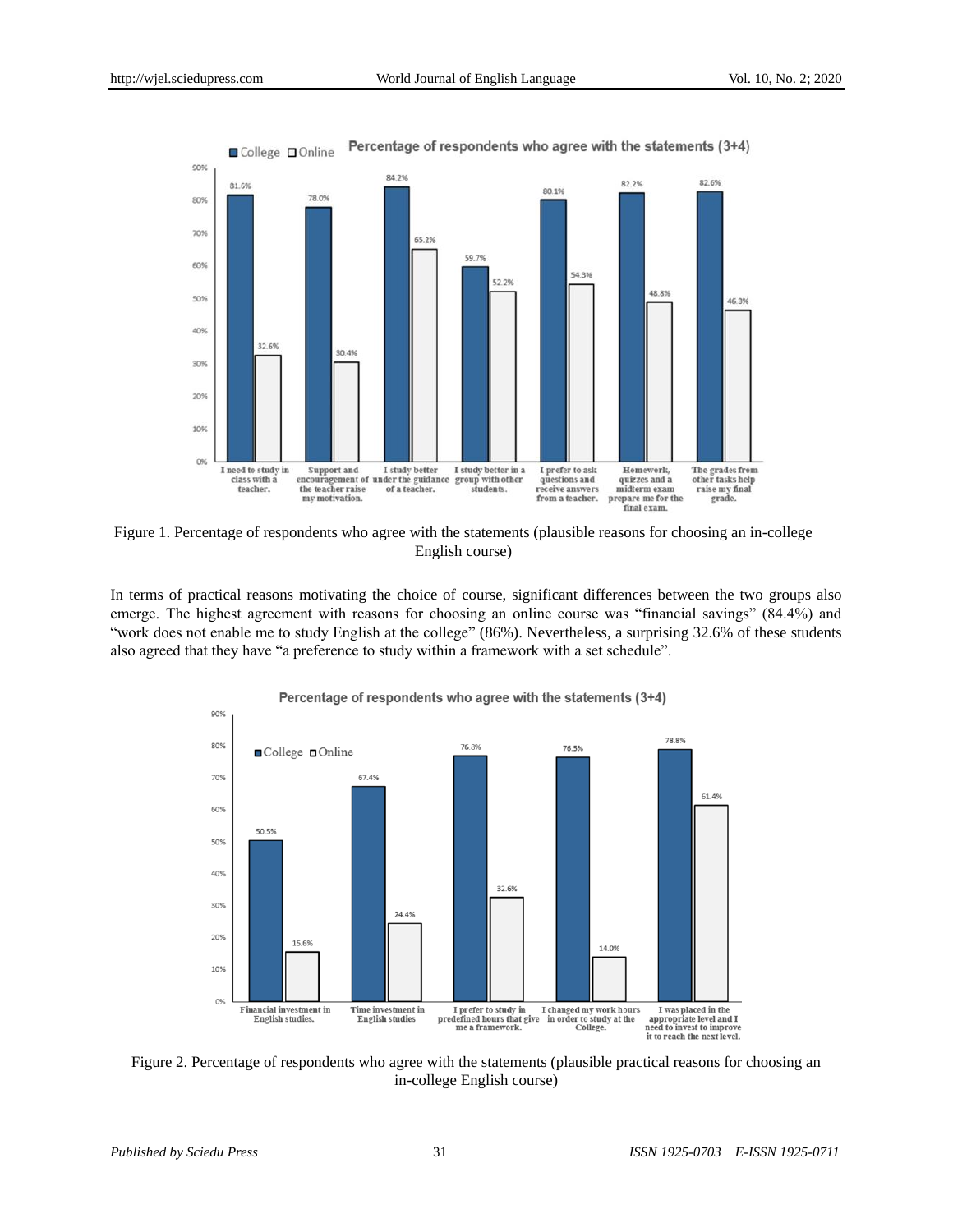Percentage of respondents who agree with the statements (3+4)

| Statement | College | Online |
|---|---|---|
| I need to study in class with a teacher. | 81.6% | 32.6% |
| Support and encouragement of the teacher raise my motivation. | 78.0% | 30.4% |
| I study better under the guidance of a teacher. | 84.2% | 65.2% |
| I study better in a group with other students. | 59.7% | 52.2% |
| I prefer to ask questions and receive answers from a teacher. | 80.1% | 54.3% |
| Homework, quizzes and a midterm exam prepare me for the final exam. | 82.2% | 48.8% |
| The grades from other tasks help raise my final grade. | 82.6% | 46.3% |

Figure 1. Percentage of respondents who agree with the statements (plausible reasons for choosing an in-college English course)

In terms of practical reasons motivating the choice of course, significant differences between the two groups also emerge. The highest agreement with reasons for choosing an online course was "financial savings" (84.4%) and "work does not enable me to study English at the college" (86%). Nevertheless, a surprising 32.6% of these students also agreed that they have "a preference to study within a framework with a set schedule".

Percentage of respondents who agree with the statements (3+4)

| Statement | College | Online |
|---|---|---|
| Financial investment in English studies. | 50.5% | 15.6% |
| Time investment in English studies | 67.4% | 24.4% |
| I prefer to study in predefined hours that give me a framework. | 76.8% | 32.6% |
| I changed my work hours in order to study at the College. | 76.5% | 14.0% |
| I was placed in the appropriate level and I need to invest to improve it to reach the next level. | 78.8% | 61.4% |

Figure 2. Percentage of respondents who agree with the statements (plausible practical reasons for choosing an in-college English course)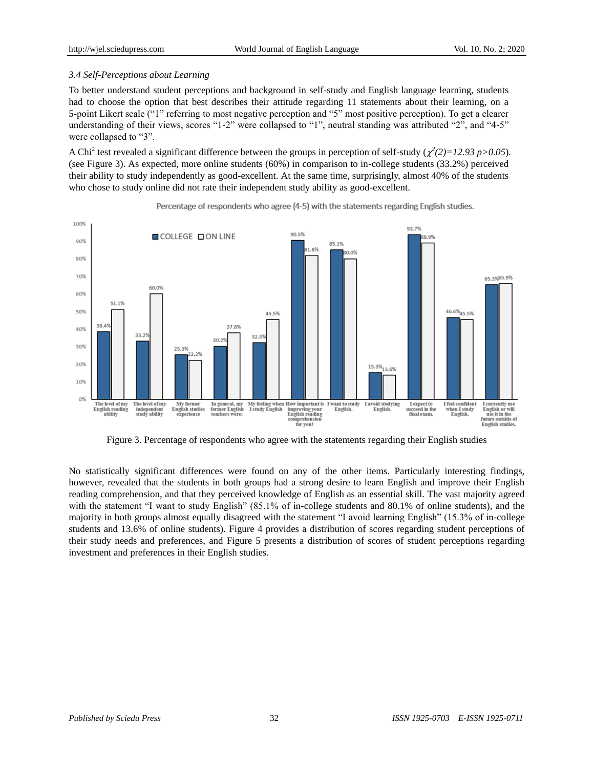### *3.4 Self-Perceptions about Learning*

To better understand student perceptions and background in self-study and English language learning, students had to choose the option that best describes their attitude regarding 11 statements about their learning, on a 5-point Likert scale ("1" referring to most negative perception and "5" most positive perception). To get a clearer understanding of their views, scores "1-2" were collapsed to "1", neutral standing was attributed "2", and "4-5" were collapsed to "3".

A Chi[2] test revealed a significant difference between the groups in perception of self-study (*$\chi^2(2)=12.93$ $p>0.05$*). (see Figure 3). As expected, more online students (60%) in comparison to in-college students (33.2%) perceived their ability to study independently as good-excellent. At the same time, surprisingly, almost 40% of the students who chose to study online did not rate their independent study ability as good-excellent.

Percentage of respondents who agree (4-5) with the statements regarding English studies.

| Statement | COLLEGE | ON LINE |
|---|---|---|
| The level of my English reading ability | 38.4% | 51.1% |
| The level of my independent study ability | 33.2% | 60.0% |
| My former English studies experience | 25.3% | 22.2% |
| In general, my former English teachers were: | 30.2% | 37.8% |
| My feeling when I study English | 32.3% | 45.5% |
| How important is improving your English reading comprehension for you! | 90.5% | 81.8% |
| I want to study English. | 85.1% | 80.0% |
| I avoid studying English. | 15.3% | 13.6% |
| I expect to succeed in the final exam. | 93.7% | 88.9% |
| I feel confident when I study English. | 46.6% | 45.5% |
| I currently use English or will use it in the future outside of English studies. | 65.3% | 65.9% |

Figure 3. Percentage of respondents who agree with the statements regarding their English studies

No statistically significant differences were found on any of the other items. Particularly interesting findings, however, revealed that the students in both groups had a strong desire to learn English and improve their English reading comprehension, and that they perceived knowledge of English as an essential skill. The vast majority agreed with the statement "I want to study English" (85.1% of in-college students and 80.1% of online students), and the majority in both groups almost equally disagreed with the statement "I avoid learning English" (15.3% of in-college students and 13.6% of online students). Figure 4 provides a distribution of scores regarding student perceptions of their study needs and preferences, and Figure 5 presents a distribution of scores of student perceptions regarding investment and preferences in their English studies.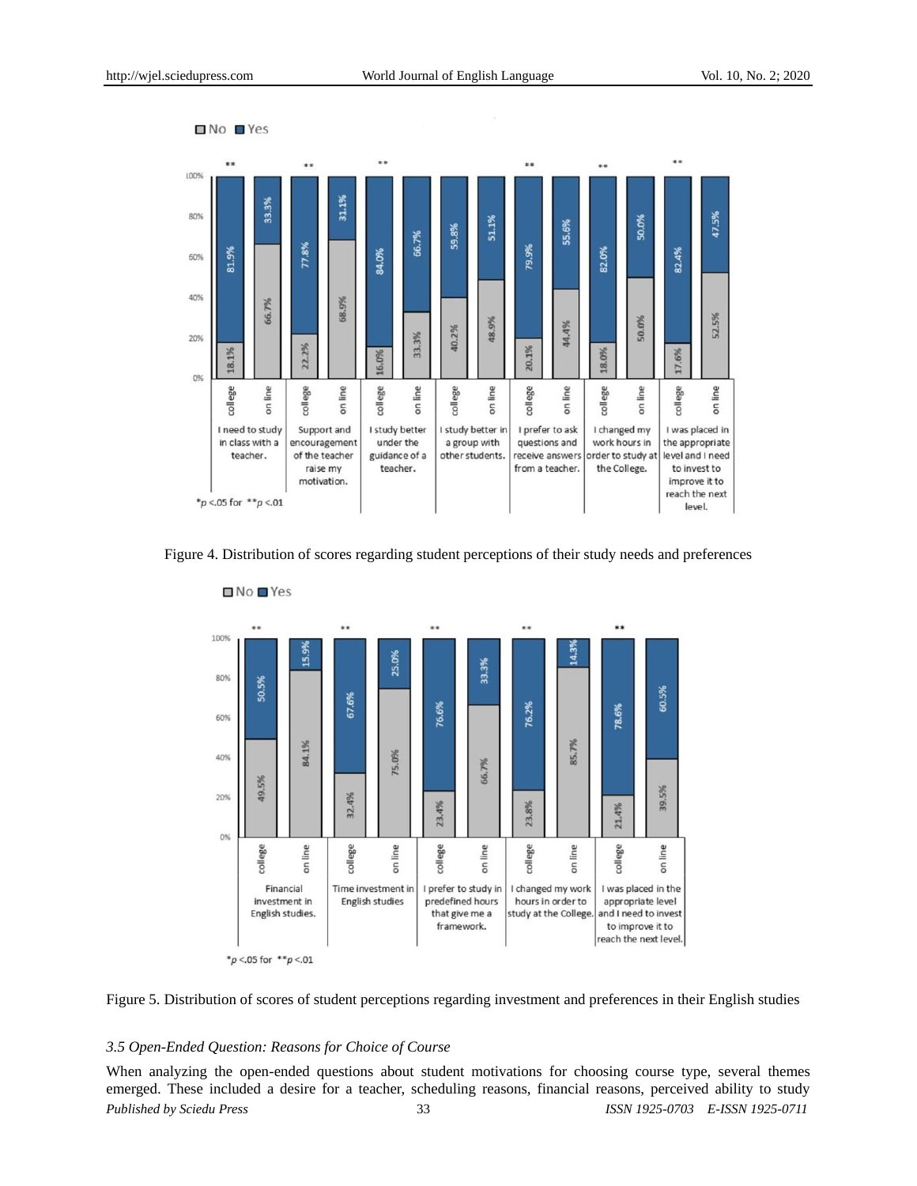Figure 4. Distribution of scores regarding student perceptions of their study needs and preferences

Figure 5. Distribution of scores of student perceptions regarding investment and preferences in their English studies

*3.5 Open-Ended Question: Reasons for Choice of Course*

When analyzing the open-ended questions about student motivations for choosing course type, several themes emerged. These included a desire for a teacher, scheduling reasons, financial reasons, perceived ability to study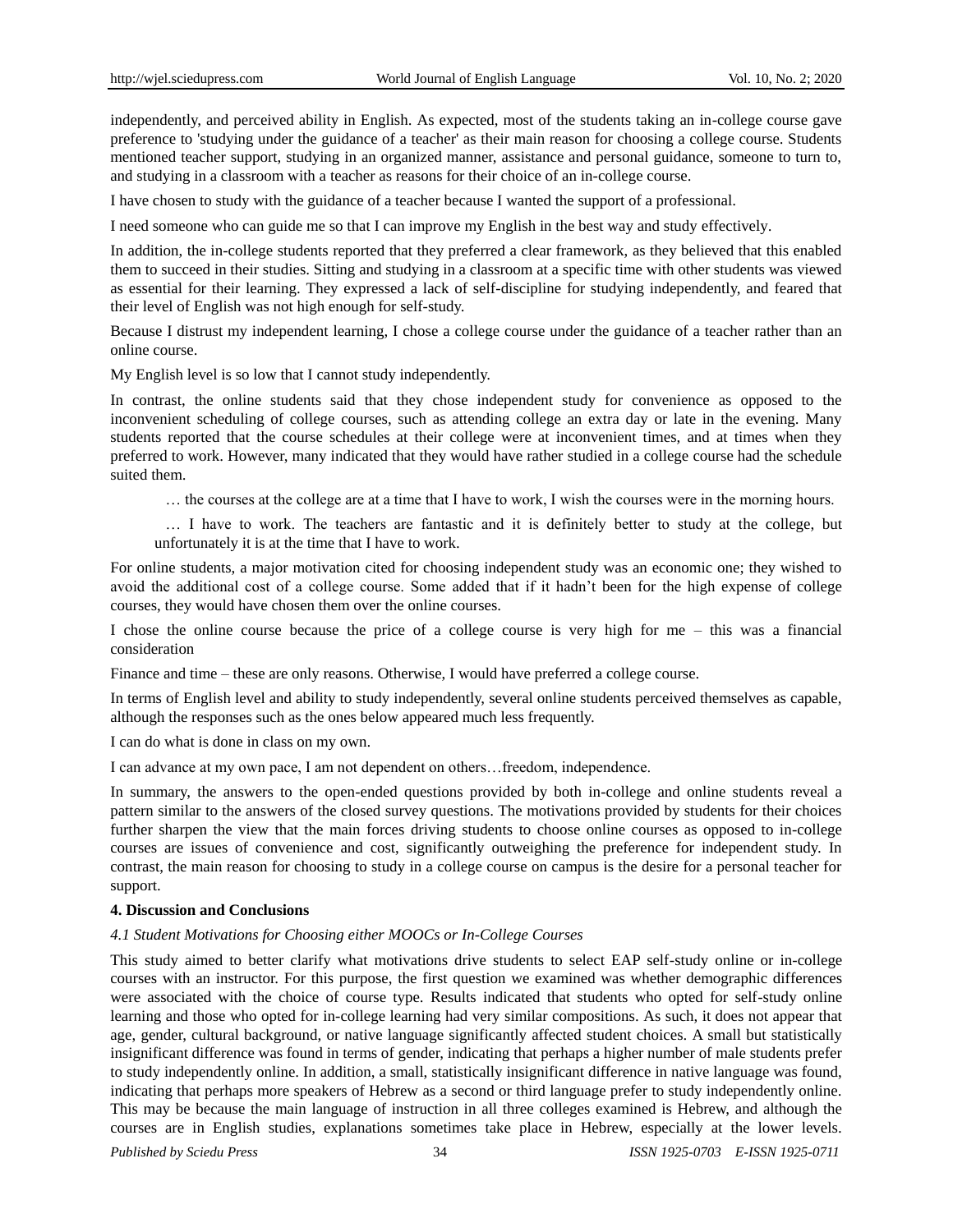independently, and perceived ability in English. As expected, most of the students taking an in-college course gave preference to 'studying under the guidance of a teacher' as their main reason for choosing a college course. Students mentioned teacher support, studying in an organized manner, assistance and personal guidance, someone to turn to, and studying in a classroom with a teacher as reasons for their choice of an in-college course.

I have chosen to study with the guidance of a teacher because I wanted the support of a professional.

I need someone who can guide me so that I can improve my English in the best way and study effectively.

In addition, the in-college students reported that they preferred a clear framework, as they believed that this enabled them to succeed in their studies. Sitting and studying in a classroom at a specific time with other students was viewed as essential for their learning. They expressed a lack of self-discipline for studying independently, and feared that their level of English was not high enough for self-study.

Because I distrust my independent learning, I chose a college course under the guidance of a teacher rather than an online course.

My English level is so low that I cannot study independently.

In contrast, the online students said that they chose independent study for convenience as opposed to the inconvenient scheduling of college courses, such as attending college an extra day or late in the evening. Many students reported that the course schedules at their college were at inconvenient times, and at times when they preferred to work. However, many indicated that they would have rather studied in a college course had the schedule suited them.

> … the courses at the college are at a time that I have to work, I wish the courses were in the morning hours.
>
> … I have to work. The teachers are fantastic and it is definitely better to study at the college, but unfortunately it is at the time that I have to work.

For online students, a major motivation cited for choosing independent study was an economic one; they wished to avoid the additional cost of a college course. Some added that if it hadn't been for the high expense of college courses, they would have chosen them over the online courses.

I chose the online course because the price of a college course is very high for me – this was a financial consideration

Finance and time – these are only reasons. Otherwise, I would have preferred a college course.

In terms of English level and ability to study independently, several online students perceived themselves as capable, although the responses such as the ones below appeared much less frequently.

I can do what is done in class on my own.

I can advance at my own pace, I am not dependent on others…freedom, independence.

In summary, the answers to the open-ended questions provided by both in-college and online students reveal a pattern similar to the answers of the closed survey questions. The motivations provided by students for their choices further sharpen the view that the main forces driving students to choose online courses as opposed to in-college courses are issues of convenience and cost, significantly outweighing the preference for independent study. In contrast, the main reason for choosing to study in a college course on campus is the desire for a personal teacher for support.

## 4. Discussion and Conclusions

### *4.1 Student Motivations for Choosing either MOOCs or In-College Courses*

This study aimed to better clarify what motivations drive students to select EAP self-study online or in-college courses with an instructor. For this purpose, the first question we examined was whether demographic differences were associated with the choice of course type. Results indicated that students who opted for self-study online learning and those who opted for in-college learning had very similar compositions. As such, it does not appear that age, gender, cultural background, or native language significantly affected student choices. A small but statistically insignificant difference was found in terms of gender, indicating that perhaps a higher number of male students prefer to study independently online. In addition, a small, statistically insignificant difference in native language was found, indicating that perhaps more speakers of Hebrew as a second or third language prefer to study independently online. This may be because the main language of instruction in all three colleges examined is Hebrew, and although the courses are in English studies, explanations sometimes take place in Hebrew, especially at the lower levels.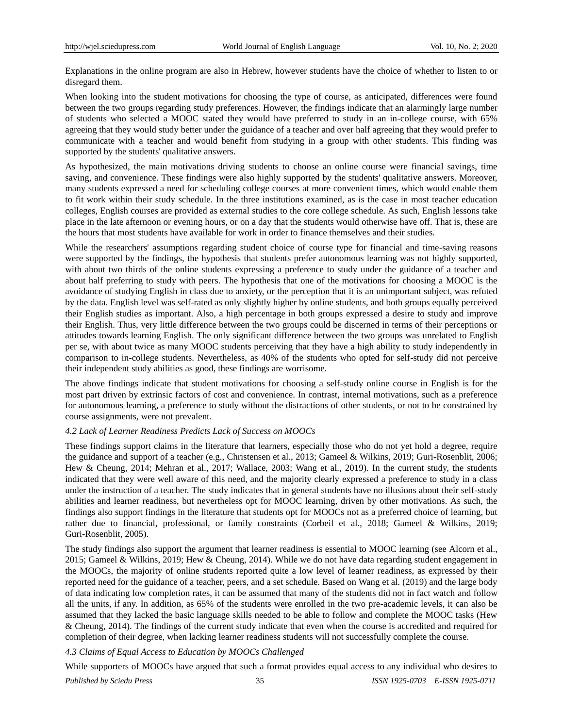Explanations in the online program are also in Hebrew, however students have the choice of whether to listen to or disregard them.

When looking into the student motivations for choosing the type of course, as anticipated, differences were found between the two groups regarding study preferences. However, the findings indicate that an alarmingly large number of students who selected a MOOC stated they would have preferred to study in an in-college course, with 65% agreeing that they would study better under the guidance of a teacher and over half agreeing that they would prefer to communicate with a teacher and would benefit from studying in a group with other students. This finding was supported by the students' qualitative answers.

As hypothesized, the main motivations driving students to choose an online course were financial savings, time saving, and convenience. These findings were also highly supported by the students' qualitative answers. Moreover, many students expressed a need for scheduling college courses at more convenient times, which would enable them to fit work within their study schedule. In the three institutions examined, as is the case in most teacher education colleges, English courses are provided as external studies to the core college schedule. As such, English lessons take place in the late afternoon or evening hours, or on a day that the students would otherwise have off. That is, these are the hours that most students have available for work in order to finance themselves and their studies.

While the researchers' assumptions regarding student choice of course type for financial and time-saving reasons were supported by the findings, the hypothesis that students prefer autonomous learning was not highly supported, with about two thirds of the online students expressing a preference to study under the guidance of a teacher and about half preferring to study with peers. The hypothesis that one of the motivations for choosing a MOOC is the avoidance of studying English in class due to anxiety, or the perception that it is an unimportant subject, was refuted by the data. English level was self-rated as only slightly higher by online students, and both groups equally perceived their English studies as important. Also, a high percentage in both groups expressed a desire to study and improve their English. Thus, very little difference between the two groups could be discerned in terms of their perceptions or attitudes towards learning English. The only significant difference between the two groups was unrelated to English per se, with about twice as many MOOC students perceiving that they have a high ability to study independently in comparison to in-college students. Nevertheless, as 40% of the students who opted for self-study did not perceive their independent study abilities as good, these findings are worrisome.

The above findings indicate that student motivations for choosing a self-study online course in English is for the most part driven by extrinsic factors of cost and convenience. In contrast, internal motivations, such as a preference for autonomous learning, a preference to study without the distractions of other students, or not to be constrained by course assignments, were not prevalent.

### *4.2 Lack of Learner Readiness Predicts Lack of Success on MOOCs*

These findings support claims in the literature that learners, especially those who do not yet hold a degree, require the guidance and support of a teacher (e.g., Christensen et al., 2013; Gameel & Wilkins, 2019; Guri-Rosenblit, 2006; Hew & Cheung, 2014; Mehran et al., 2017; Wallace, 2003; Wang et al., 2019). In the current study, the students indicated that they were well aware of this need, and the majority clearly expressed a preference to study in a class under the instruction of a teacher. The study indicates that in general students have no illusions about their self-study abilities and learner readiness, but nevertheless opt for MOOC learning, driven by other motivations. As such, the findings also support findings in the literature that students opt for MOOCs not as a preferred choice of learning, but rather due to financial, professional, or family constraints (Corbeil et al., 2018; Gameel & Wilkins, 2019; Guri-Rosenblit, 2005).

The study findings also support the argument that learner readiness is essential to MOOC learning (see Alcorn et al., 2015; Gameel & Wilkins, 2019; Hew & Cheung, 2014). While we do not have data regarding student engagement in the MOOCs, the majority of online students reported quite a low level of learner readiness, as expressed by their reported need for the guidance of a teacher, peers, and a set schedule. Based on Wang et al. (2019) and the large body of data indicating low completion rates, it can be assumed that many of the students did not in fact watch and follow all the units, if any. In addition, as 65% of the students were enrolled in the two pre-academic levels, it can also be assumed that they lacked the basic language skills needed to be able to follow and complete the MOOC tasks (Hew & Cheung, 2014). The findings of the current study indicate that even when the course is accredited and required for completion of their degree, when lacking learner readiness students will not successfully complete the course.

### *4.3 Claims of Equal Access to Education by MOOCs Challenged*

While supporters of MOOCs have argued that such a format provides equal access to any individual who desires to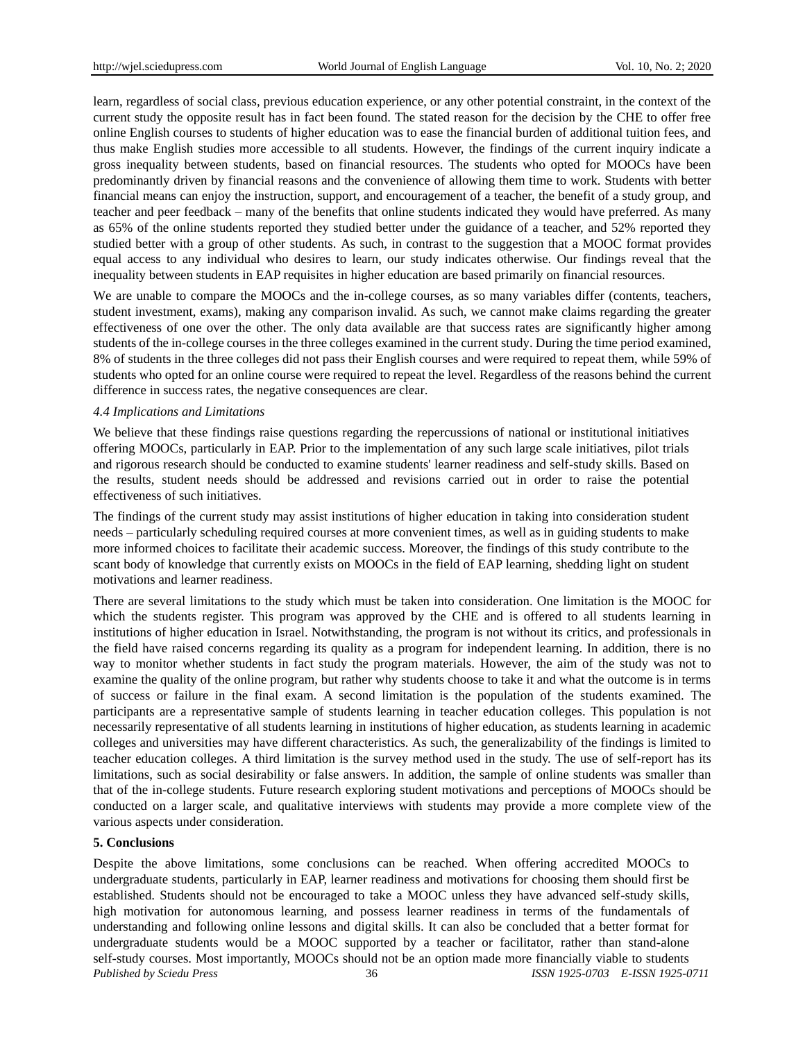learn, regardless of social class, previous education experience, or any other potential constraint, in the context of the current study the opposite result has in fact been found. The stated reason for the decision by the CHE to offer free online English courses to students of higher education was to ease the financial burden of additional tuition fees, and thus make English studies more accessible to all students. However, the findings of the current inquiry indicate a gross inequality between students, based on financial resources. The students who opted for MOOCs have been predominantly driven by financial reasons and the convenience of allowing them time to work. Students with better financial means can enjoy the instruction, support, and encouragement of a teacher, the benefit of a study group, and teacher and peer feedback – many of the benefits that online students indicated they would have preferred. As many as 65% of the online students reported they studied better under the guidance of a teacher, and 52% reported they studied better with a group of other students. As such, in contrast to the suggestion that a MOOC format provides equal access to any individual who desires to learn, our study indicates otherwise. Our findings reveal that the inequality between students in EAP requisites in higher education are based primarily on financial resources.

We are unable to compare the MOOCs and the in-college courses, as so many variables differ (contents, teachers, student investment, exams), making any comparison invalid. As such, we cannot make claims regarding the greater effectiveness of one over the other. The only data available are that success rates are significantly higher among students of the in-college courses in the three colleges examined in the current study. During the time period examined, 8% of students in the three colleges did not pass their English courses and were required to repeat them, while 59% of students who opted for an online course were required to repeat the level. Regardless of the reasons behind the current difference in success rates, the negative consequences are clear.

### *4.4 Implications and Limitations*

We believe that these findings raise questions regarding the repercussions of national or institutional initiatives offering MOOCs, particularly in EAP. Prior to the implementation of any such large scale initiatives, pilot trials and rigorous research should be conducted to examine students' learner readiness and self-study skills. Based on the results, student needs should be addressed and revisions carried out in order to raise the potential effectiveness of such initiatives.

The findings of the current study may assist institutions of higher education in taking into consideration student needs – particularly scheduling required courses at more convenient times, as well as in guiding students to make more informed choices to facilitate their academic success. Moreover, the findings of this study contribute to the scant body of knowledge that currently exists on MOOCs in the field of EAP learning, shedding light on student motivations and learner readiness.

There are several limitations to the study which must be taken into consideration. One limitation is the MOOC for which the students register. This program was approved by the CHE and is offered to all students learning in institutions of higher education in Israel. Notwithstanding, the program is not without its critics, and professionals in the field have raised concerns regarding its quality as a program for independent learning. In addition, there is no way to monitor whether students in fact study the program materials. However, the aim of the study was not to examine the quality of the online program, but rather why students choose to take it and what the outcome is in terms of success or failure in the final exam. A second limitation is the population of the students examined. The participants are a representative sample of students learning in teacher education colleges. This population is not necessarily representative of all students learning in institutions of higher education, as students learning in academic colleges and universities may have different characteristics. As such, the generalizability of the findings is limited to teacher education colleges. A third limitation is the survey method used in the study. The use of self-report has its limitations, such as social desirability or false answers. In addition, the sample of online students was smaller than that of the in-college students. Future research exploring student motivations and perceptions of MOOCs should be conducted on a larger scale, and qualitative interviews with students may provide a more complete view of the various aspects under consideration.

## 5. Conclusions

Despite the above limitations, some conclusions can be reached. When offering accredited MOOCs to undergraduate students, particularly in EAP, learner readiness and motivations for choosing them should first be established. Students should not be encouraged to take a MOOC unless they have advanced self-study skills, high motivation for autonomous learning, and possess learner readiness in terms of the fundamentals of understanding and following online lessons and digital skills. It can also be concluded that a better format for undergraduate students would be a MOOC supported by a teacher or facilitator, rather than stand-alone self-study courses. Most importantly, MOOCs should not be an option made more financially viable to students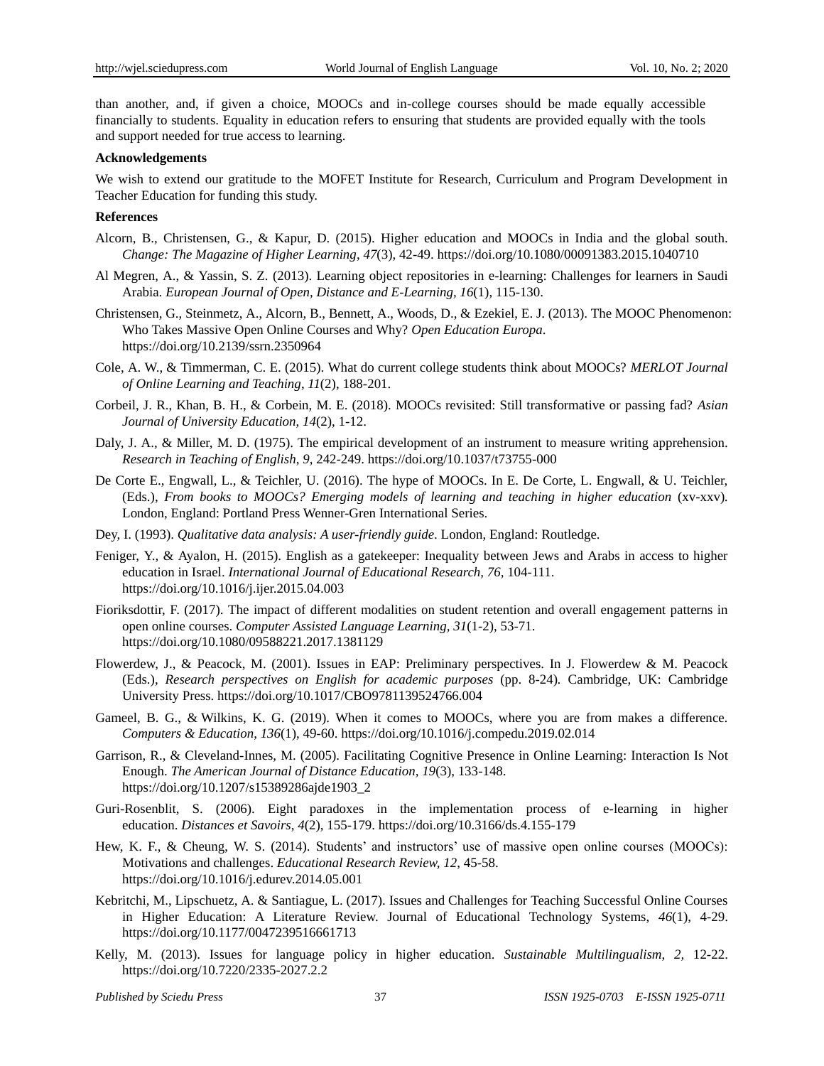than another, and, if given a choice, MOOCs and in-college courses should be made equally accessible financially to students. Equality in education refers to ensuring that students are provided equally with the tools and support needed for true access to learning.

**Acknowledgements**

We wish to extend our gratitude to the MOFET Institute for Research, Curriculum and Program Development in Teacher Education for funding this study.

**References**

Alcorn, B., Christensen, G., & Kapur, D. (2015). Higher education and MOOCs in India and the global south. *Change: The Magazine of Higher Learning*, *47*(3), 42-49. https://doi.org/10.1080/00091383.2015.1040710

Al Megren, A., & Yassin, S. Z. (2013). Learning object repositories in e-learning: Challenges for learners in Saudi Arabia. *European Journal of Open, Distance and E-Learning*, *16*(1), 115-130.

Christensen, G., Steinmetz, A., Alcorn, B., Bennett, A., Woods, D., & Ezekiel, E. J. (2013). The MOOC Phenomenon: Who Takes Massive Open Online Courses and Why? *Open Education Europa*. https://doi.org/10.2139/ssrn.2350964

Cole, A. W., & Timmerman, C. E. (2015). What do current college students think about MOOCs? *MERLOT Journal of Online Learning and Teaching*, *11*(2), 188-201.

Corbeil, J. R., Khan, B. H., & Corbein, M. E. (2018). MOOCs revisited: Still transformative or passing fad? *Asian Journal of University Education*, *14*(2), 1-12.

Daly, J. A., & Miller, M. D. (1975). The empirical development of an instrument to measure writing apprehension. *Research in Teaching of English*, *9*, 242-249. https://doi.org/10.1037/t73755-000

De Corte E., Engwall, L., & Teichler, U. (2016). The hype of MOOCs. In E. De Corte, L. Engwall, & U. Teichler, (Eds.), *From books to MOOCs? Emerging models of learning and teaching in higher education* (xv-xxv). London, England: Portland Press Wenner-Gren International Series.

Dey, I. (1993). *Qualitative data analysis: A user-friendly guide*. London, England: Routledge.

Feniger, Y., & Ayalon, H. (2015). English as a gatekeeper: Inequality between Jews and Arabs in access to higher education in Israel. *International Journal of Educational Research, 76*, 104-111. https://doi.org/10.1016/j.ijer.2015.04.003

Fioriksdottir, F. (2017). The impact of different modalities on student retention and overall engagement patterns in open online courses. *Computer Assisted Language Learning, 31*(1-2), 53-71. https://doi.org/10.1080/09588221.2017.1381129

Flowerdew, J., & Peacock, M. (2001). Issues in EAP: Preliminary perspectives. In J. Flowerdew & M. Peacock (Eds.), *Research perspectives on English for academic purposes* (pp. 8-24). Cambridge, UK: Cambridge University Press. https://doi.org/10.1017/CBO9781139524766.004

Gameel, B. G., & Wilkins, K. G. (2019). When it comes to MOOCs, where you are from makes a difference. *Computers & Education*, *136*(1), 49-60. https://doi.org/10.1016/j.compedu.2019.02.014

Garrison, R., & Cleveland-Innes, M. (2005). Facilitating Cognitive Presence in Online Learning: Interaction Is Not Enough. *The American Journal of Distance Education*, *19*(3), 133-148. https://doi.org/10.1207/s15389286ajde1903_2

Guri-Rosenblit, S. (2006). Eight paradoxes in the implementation process of e-learning in higher education. *Distances et Savoirs*, *4*(2), 155-179. https://doi.org/10.3166/ds.4.155-179

Hew, K. F., & Cheung, W. S. (2014). Students' and instructors' use of massive open online courses (MOOCs): Motivations and challenges. *Educational Research Review, 12*, 45-58. https://doi.org/10.1016/j.edurev.2014.05.001

Kebritchi, M., Lipschuetz, A. & Santiague, L. (2017). Issues and Challenges for Teaching Successful Online Courses in Higher Education: A Literature Review. Journal of Educational Technology Systems, *46*(1), 4-29. https://doi.org/10.1177/0047239516661713

Kelly, M. (2013). Issues for language policy in higher education. *Sustainable Multilingualism*, *2*, 12-22. https://doi.org/10.7220/2335-2027.2.2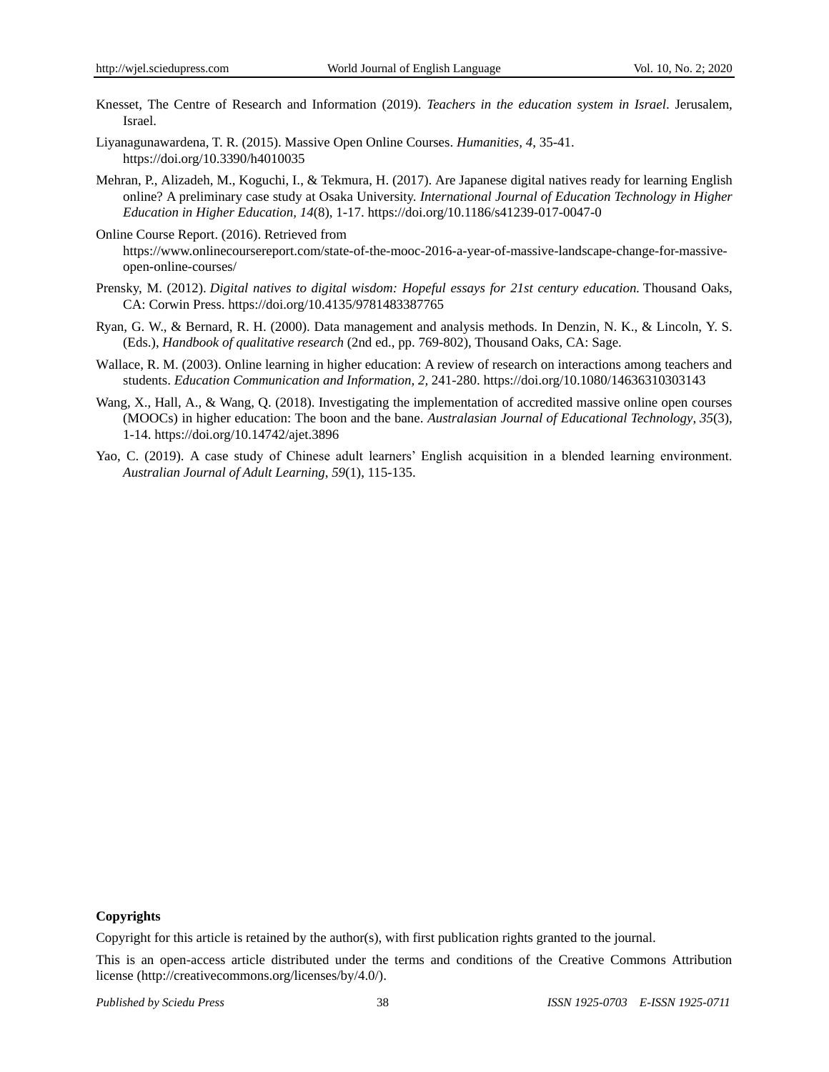Knesset, The Centre of Research and Information (2019). *Teachers in the education system in Israel*. Jerusalem, Israel.

Liyanagunawardena, T. R. (2015). Massive Open Online Courses. *Humanities, 4*, 35-41. https://doi.org/10.3390/h4010035

Mehran, P., Alizadeh, M., Koguchi, I., & Tekmura, H. (2017). Are Japanese digital natives ready for learning English online? A preliminary case study at Osaka University. *International Journal of Education Technology in Higher Education in Higher Education, 14*(8), 1-17. https://doi.org/10.1186/s41239-017-0047-0

Online Course Report. (2016). Retrieved from https://www.onlinecoursereport.com/state-of-the-mooc-2016-a-year-of-massive-landscape-change-for-massive-open-online-courses/

Prensky, M. (2012). *Digital natives to digital wisdom: Hopeful essays for 21st century education.* Thousand Oaks, CA: Corwin Press. https://doi.org/10.4135/9781483387765

Ryan, G. W., & Bernard, R. H. (2000). Data management and analysis methods. In Denzin, N. K., & Lincoln, Y. S. (Eds.), *Handbook of qualitative research* (2nd ed., pp. 769-802), Thousand Oaks, CA: Sage.

Wallace, R. M. (2003). Online learning in higher education: A review of research on interactions among teachers and students. *Education Communication and Information, 2,* 241-280. https://doi.org/10.1080/14636310303143

Wang, X., Hall, A., & Wang, Q. (2018). Investigating the implementation of accredited massive online open courses (MOOCs) in higher education: The boon and the bane. *Australasian Journal of Educational Technology, 35*(3), 1-14. https://doi.org/10.14742/ajet.3896

Yao, C. (2019). A case study of Chinese adult learners' English acquisition in a blended learning environment. *Australian Journal of Adult Learning, 59*(1), 115-135.

**Copyrights**

Copyright for this article is retained by the author(s), with first publication rights granted to the journal.

This is an open-access article distributed under the terms and conditions of the Creative Commons Attribution license (http://creativecommons.org/licenses/by/4.0/).